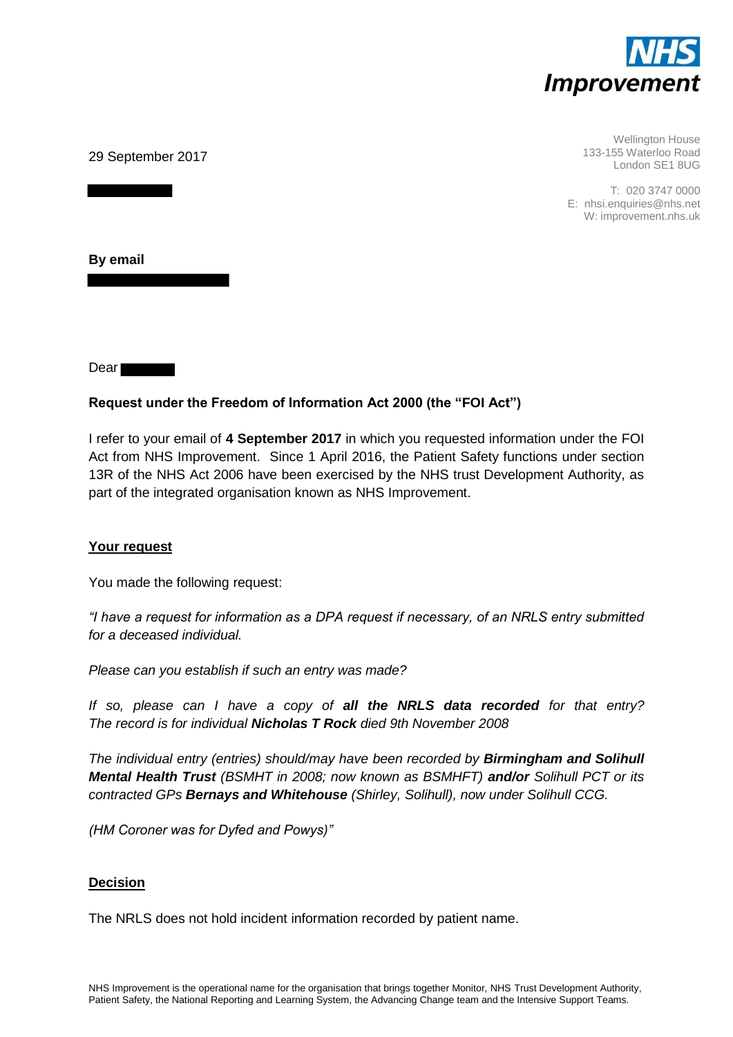**NHS Improvement**

29 September 2017

Wellington House
133-155 Waterloo Road
London SE1 8UG

T: 020 3747 0000
E: nhsi.enquiries@nhs.net
W: improvement.nhs.uk

**By email**

Dear

**Request under the Freedom of Information Act 2000 (the "FOI Act")**

I refer to your email of **4 September 2017** in which you requested information under the FOI Act from NHS Improvement. Since 1 April 2016, the Patient Safety functions under section 13R of the NHS Act 2006 have been exercised by the NHS trust Development Authority, as part of the integrated organisation known as NHS Improvement.

**<u>Your request</u>**

You made the following request:

*"I have a request for information as a DPA request if necessary, of an NRLS entry submitted for a deceased individual.*

*Please can you establish if such an entry was made?*

*If so, please can I have a copy of **all the NRLS data recorded** for that entry? The record is for individual **Nicholas T Rock** died 9th November 2008*

*The individual entry (entries) should/may have been recorded by **Birmingham and Solihull Mental Health Trust** (BSMHT in 2008; now known as BSMHFT) **and/or** Solihull PCT or its contracted GPs **Bernays and Whitehouse** (Shirley, Solihull), now under Solihull CCG.*

*(HM Coroner was for Dyfed and Powys)"*

**<u>Decision</u>**

The NRLS does not hold incident information recorded by patient name.

NHS Improvement is the operational name for the organisation that brings together Monitor, NHS Trust Development Authority, Patient Safety, the National Reporting and Learning System, the Advancing Change team and the Intensive Support Teams.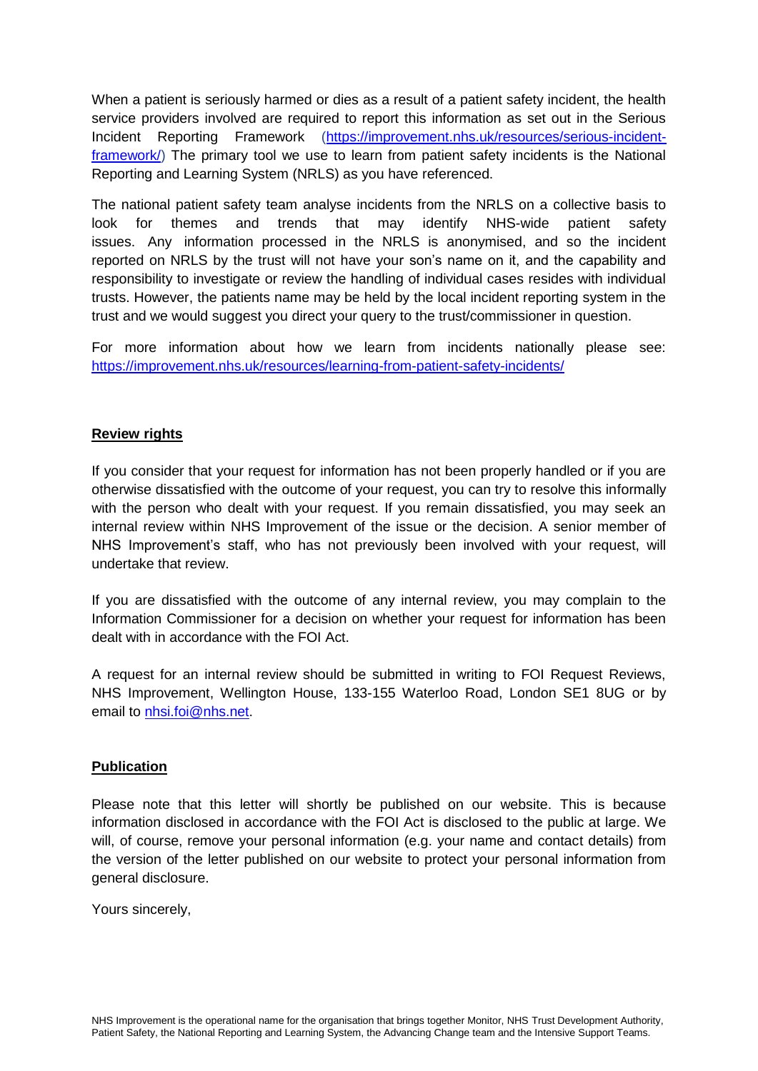When a patient is seriously harmed or dies as a result of a patient safety incident, the health service providers involved are required to report this information as set out in the Serious Incident Reporting Framework (https://improvement.nhs.uk/resources/serious-incident-framework/) The primary tool we use to learn from patient safety incidents is the National Reporting and Learning System (NRLS) as you have referenced.

The national patient safety team analyse incidents from the NRLS on a collective basis to look for themes and trends that may identify NHS-wide patient safety issues. Any information processed in the NRLS is anonymised, and so the incident reported on NRLS by the trust will not have your son's name on it, and the capability and responsibility to investigate or review the handling of individual cases resides with individual trusts. However, the patients name may be held by the local incident reporting system in the trust and we would suggest you direct your query to the trust/commissioner in question.

For more information about how we learn from incidents nationally please see: https://improvement.nhs.uk/resources/learning-from-patient-safety-incidents/

**Review rights**

If you consider that your request for information has not been properly handled or if you are otherwise dissatisfied with the outcome of your request, you can try to resolve this informally with the person who dealt with your request. If you remain dissatisfied, you may seek an internal review within NHS Improvement of the issue or the decision. A senior member of NHS Improvement's staff, who has not previously been involved with your request, will undertake that review.

If you are dissatisfied with the outcome of any internal review, you may complain to the Information Commissioner for a decision on whether your request for information has been dealt with in accordance with the FOI Act.

A request for an internal review should be submitted in writing to FOI Request Reviews, NHS Improvement, Wellington House, 133-155 Waterloo Road, London SE1 8UG or by email to nhsi.foi@nhs.net.

**Publication**

Please note that this letter will shortly be published on our website. This is because information disclosed in accordance with the FOI Act is disclosed to the public at large. We will, of course, remove your personal information (e.g. your name and contact details) from the version of the letter published on our website to protect your personal information from general disclosure.

Yours sincerely,

NHS Improvement is the operational name for the organisation that brings together Monitor, NHS Trust Development Authority, Patient Safety, the National Reporting and Learning System, the Advancing Change team and the Intensive Support Teams.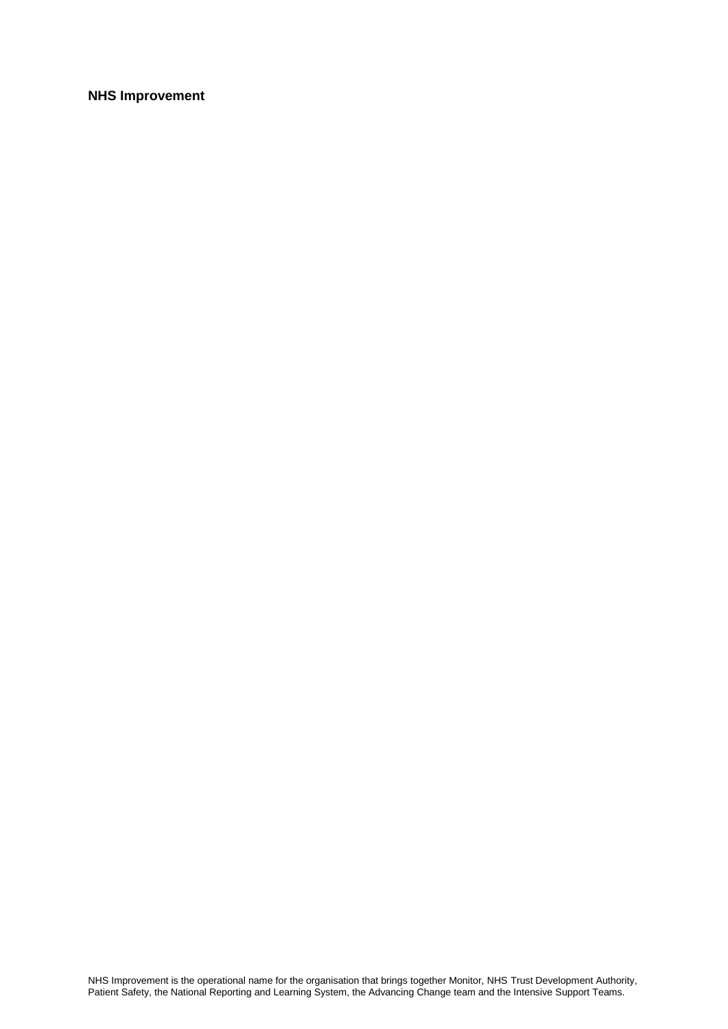**NHS Improvement**

NHS Improvement is the operational name for the organisation that brings together Monitor, NHS Trust Development Authority, Patient Safety, the National Reporting and Learning System, the Advancing Change team and the Intensive Support Teams.